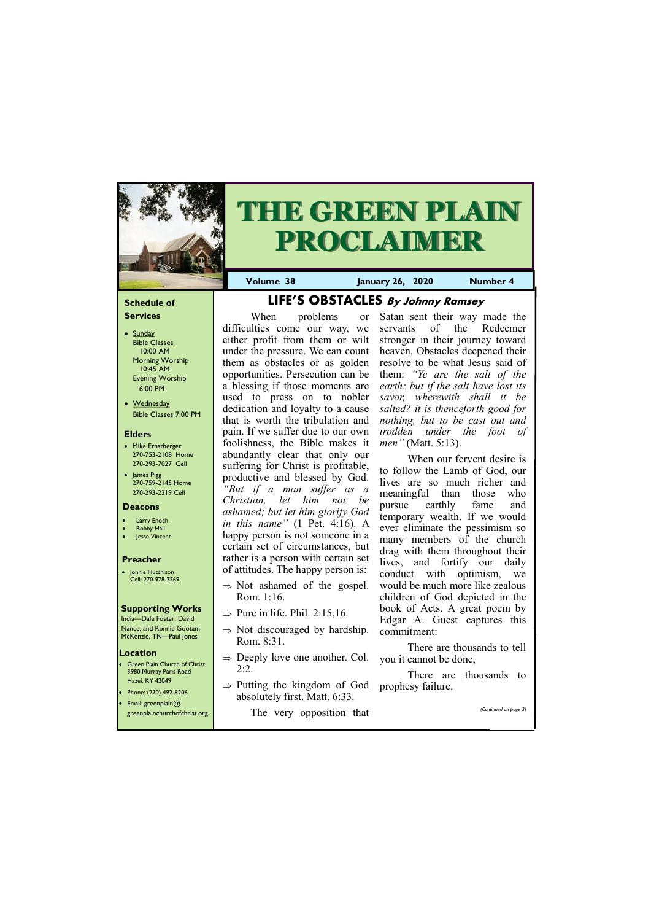# THE GREEN PLAIN PROCLAIMER

**Volume 38** | **January 26, 2020** | **Number 4**

## Schedule of Services

- Sunday
  - Bible Classes 10:00 AM
  - Morning Worship 10:45 AM
  - Evening Worship 6:00 PM
- Wednesday
  - Bible Classes 7:00 PM

## Elders

- Mike Ernstberger 270-753-2108 Home 270-293-7027 Cell
- James Pigg 270-759-2145 Home 270-293-2319 Cell

## Deacons

- Larry Enoch
- Bobby Hall
- Jesse Vincent

## Preacher

- Jonnie Hutchison Cell: 270-978-7569

## Supporting Works

India—Dale Foster, David Nance. and Ronnie Gootam McKenzie, TN—Paul Jones

## Location

- Green Plain Church of Christ 3980 Murray Paris Road Hazel, KY 42049
- Phone: (270) 492-8206
- Email: greenplain@greenplainchurchofchrist.org

# LIFE'S OBSTACLES *By Johnny Ramsey*

When problems or difficulties come our way, we either profit from them or wilt under the pressure. We can count them as obstacles or as golden opportunities. Persecution can be a blessing if those moments are used to press on to nobler dedication and loyalty to a cause that is worth the tribulation and pain. If we suffer due to our own foolishness, the Bible makes it abundantly clear that only our suffering for Christ is profitable, productive and blessed by God. *"But if a man suffer as a Christian, let him not be ashamed; but let him glorify God in this name"* (1 Pet. 4:16). A happy person is not someone in a certain set of circumstances, but rather is a person with certain set of attitudes. The happy person is:

- ⇒ Not ashamed of the gospel. Rom. 1:16.
- ⇒ Pure in life. Phil. 2:15,16.
- ⇒ Not discouraged by hardship. Rom. 8:31.
- ⇒ Deeply love one another. Col. 2:2.
- ⇒ Putting the kingdom of God absolutely first. Matt. 6:33.

The very opposition that Satan sent their way made the servants of the Redeemer stronger in their journey toward heaven. Obstacles deepened their resolve to be what Jesus said of them: *"Ye are the salt of the earth: but if the salt have lost its savor, wherewith shall it be salted? it is thenceforth good for nothing, but to be cast out and trodden under the foot of men"* (Matt. 5:13).

When our fervent desire is to follow the Lamb of God, our lives are so much richer and meaningful than those who pursue earthly fame and temporary wealth. If we would ever eliminate the pessimism so many members of the church drag with them throughout their lives, and fortify our daily conduct with optimism, we would be much more like zealous children of God depicted in the book of Acts. A great poem by Edgar A. Guest captures this commitment:

There are thousands to tell you it cannot be done,

There are thousands to prophesy failure.

*(Continued on page 3)*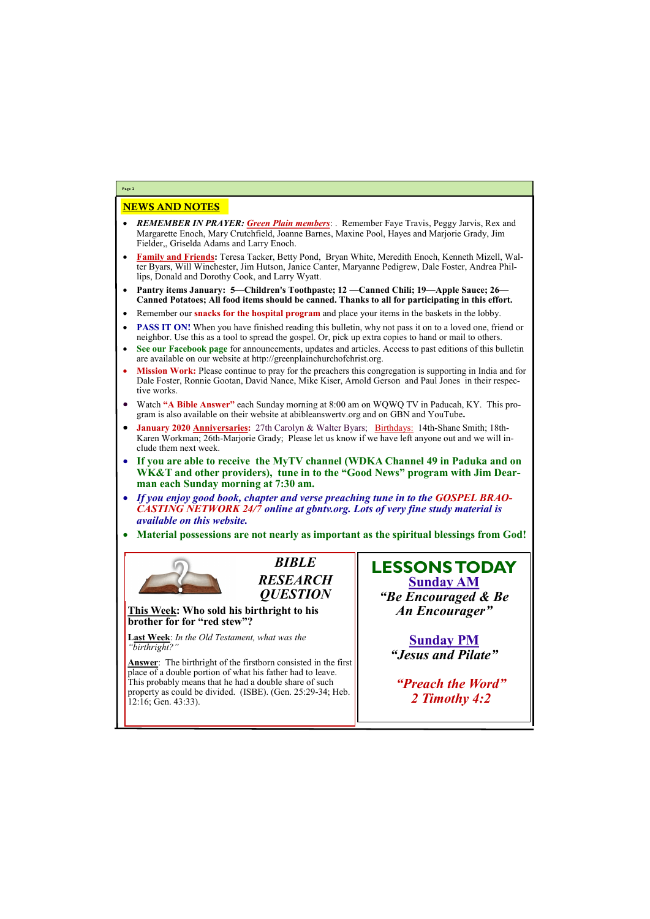## NEWS AND NOTES

- ***REMEMBER IN PRAYER:*** ***Green Plain members***: . Remember Faye Travis, Peggy Jarvis, Rex and Margarette Enoch, Mary Crutchfield, Joanne Barnes, Maxine Pool, Hayes and Marjorie Grady, Jim Fielder,, Griselda Adams and Larry Enoch.
- **Family and Friends:** Teresa Tacker, Betty Pond, Bryan White, Meredith Enoch, Kenneth Mizell, Walter Byars, Will Winchester, Jim Hutson, Janice Canter, Maryanne Pedigrew, Dale Foster, Andrea Phillips, Donald and Dorothy Cook, and Larry Wyatt.
- **Pantry items January: 5—Children's Toothpaste; 12 —Canned Chili; 19—Apple Sauce; 26—Canned Potatoes; All food items should be canned. Thanks to all for participating in this effort.**
- Remember our **snacks for the hospital program** and place your items in the baskets in the lobby.
- **PASS IT ON!** When you have finished reading this bulletin, why not pass it on to a loved one, friend or neighbor. Use this as a tool to spread the gospel. Or, pick up extra copies to hand or mail to others.
- **See our Facebook page** for announcements, updates and articles. Access to past editions of this bulletin are available on our website at http://greenplainchurchofchrist.org.
- **Mission Work:** Please continue to pray for the preachers this congregation is supporting in India and for Dale Foster, Ronnie Gootan, David Nance, Mike Kiser, Arnold Gerson and Paul Jones in their respective works.
- Watch **"A Bible Answer"** each Sunday morning at 8:00 am on WQWQ TV in Paducah, KY. This program is also available on their website at abibleanswertv.org and on GBN and YouTube**.**
- **January 2020 Anniversaries:** 27th Carolyn & Walter Byars; Birthdays: 14th-Shane Smith; 18th-Karen Workman; 26th-Marjorie Grady; Please let us know if we have left anyone out and we will include them next week.
- **If you are able to receive the MyTV channel (WDKA Channel 49 in Paduka and on WK&T and other providers), tune in to the "Good News" program with Jim Dearman each Sunday morning at 7:30 am.**
- ***If you enjoy good book, chapter and verse preaching tune in to the GOSPEL BRAOCASTING NETWORK 24/7 online at gbntv.org. Lots of very fine study material is available on this website.***
- **Material possessions are not nearly as important as the spiritual blessings from God!**

### *BIBLE RESEARCH QUESTION*

**This Week: Who sold his birthright to his brother for for "red stew"?**

**Last Week**: *In the Old Testament, what was the "birthright?"*

**Answer**: The birthright of the firstborn consisted in the first place of a double portion of what his father had to leave. This probably means that he had a double share of such property as could be divided. (ISBE). (Gen. 25:29-34; Heb. 12:16; Gen. 43:33).

### LESSONS TODAY

**Sunday AM**

***"Be Encouraged & Be An Encourager"***

**Sunday PM**

***"Jesus and Pilate"***

***"Preach the Word"***
***2 Timothy 4:2***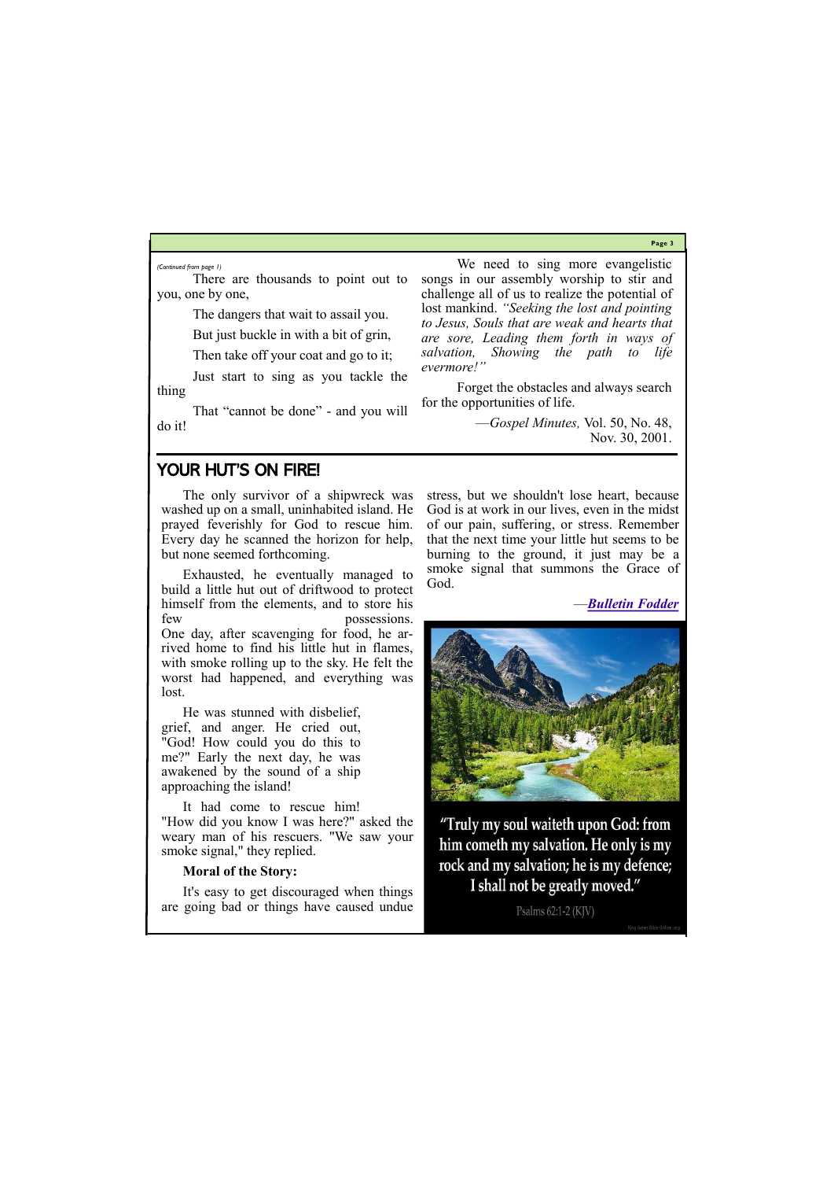*(Continued from page 1)*

There are thousands to point out to you, one by one,

The dangers that wait to assail you.

But just buckle in with a bit of grin,

Then take off your coat and go to it;

Just start to sing as you tackle the thing

That "cannot be done" - and you will do it!

We need to sing more evangelistic songs in our assembly worship to stir and challenge all of us to realize the potential of lost mankind. *"Seeking the lost and pointing to Jesus, Souls that are weak and hearts that are sore, Leading them forth in ways of salvation, Showing the path to life evermore!"*

Forget the obstacles and always search for the opportunities of life.

—*Gospel Minutes,* Vol. 50, No. 48, Nov. 30, 2001.

## YOUR HUT'S ON FIRE!

The only survivor of a shipwreck was washed up on a small, uninhabited island. He prayed feverishly for God to rescue him. Every day he scanned the horizon for help, but none seemed forthcoming.

Exhausted, he eventually managed to build a little hut out of driftwood to protect himself from the elements, and to store his few possessions. One day, after scavenging for food, he arrived home to find his little hut in flames, with smoke rolling up to the sky. He felt the worst had happened, and everything was lost.

He was stunned with disbelief, grief, and anger. He cried out, "God! How could you do this to me?" Early the next day, he was awakened by the sound of a ship approaching the island!

It had come to rescue him! "How did you know I was here?" asked the weary man of his rescuers. "We saw your smoke signal," they replied.

**Moral of the Story:**

It's easy to get discouraged when things are going bad or things have caused undue stress, but we shouldn't lose heart, because God is at work in our lives, even in the midst of our pain, suffering, or stress. Remember that the next time your little hut seems to be burning to the ground, it just may be a smoke signal that summons the Grace of God.

—***Bulletin Fodder***

"Truly my soul waiteth upon God: from him cometh my salvation. He only is my rock and my salvation; he is my defence; I shall not be greatly moved."

Psalms 62:1-2 (KJV)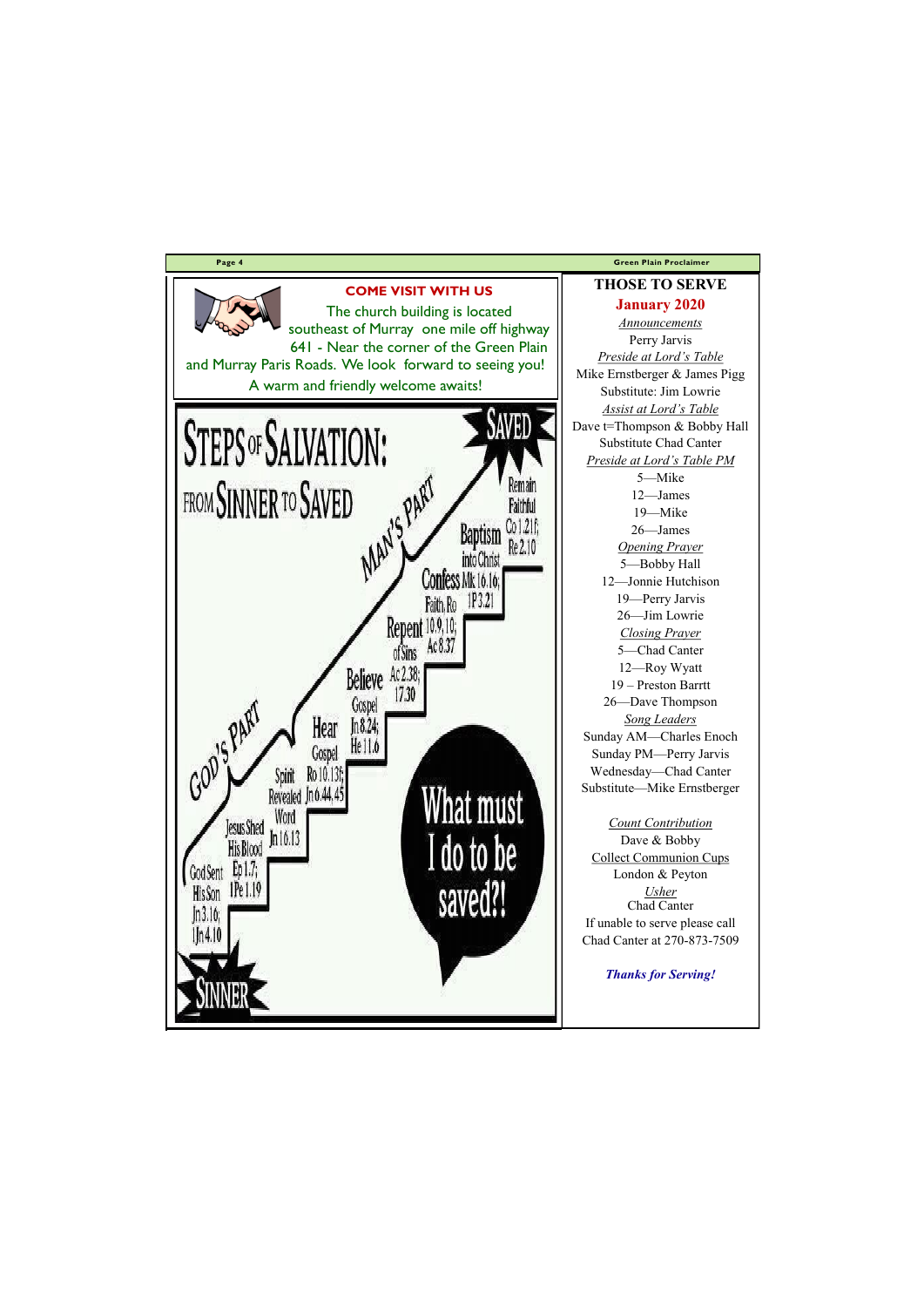## COME VISIT WITH US

The church building is located southeast of Murray one mile off highway 641 - Near the corner of the Green Plain and Murray Paris Roads. We look forward to seeing you! A warm and friendly welcome awaits!

STEPS OF SALVATION: FROM SINNER TO SAVED

SAVED

Remain Faithful Co 1.21f; Re 2.10

Baptism into Christ

Confess Mk 16.16; Faith Ro 1P 3.21

Repent of Sins 10.9,10; Ac 8.37

Believe Gospel Ac 2.38; 17.30

Hear Gospel Jn 8.24; He 11.6

Spirit Revealed Word Ro 10.13f; Jn 6.44,45

Jesus Shed His Blood Jn 16.13

God Sent His Son Ep 1.7; 1Pe 1.19 Jn 3.16; 1Jn 4.10

MAN'S PART

GOD'S PART

SINNER

What must I do to be saved?!

## THOSE TO SERVE

**January 2020**

*Announcements*
Perry Jarvis

*Preside at Lord's Table*
Mike Ernstberger & James Pigg
Substitute: Jim Lowrie

*Assist at Lord's Table*
Dave t=Thompson & Bobby Hall
Substitute Chad Canter

*Preside at Lord's Table PM*
5—Mike
12—James
19—Mike
26—James

*Opening Prayer*
5—Bobby Hall
12—Jonnie Hutchison
19—Perry Jarvis
26—Jim Lowrie

*Closing Prayer*
5—Chad Canter
12—Roy Wyatt
19 – Preston Barrtt
26—Dave Thompson

*Song Leaders*
Sunday AM—Charles Enoch
Sunday PM—Perry Jarvis
Wednesday—Chad Canter
Substitute—Mike Ernstberger

*Count Contribution*
Dave & Bobby

Collect Communion Cups
London & Peyton

*Usher*
Chad Canter

If unable to serve please call Chad Canter at 270-873-7509

***Thanks for Serving!***